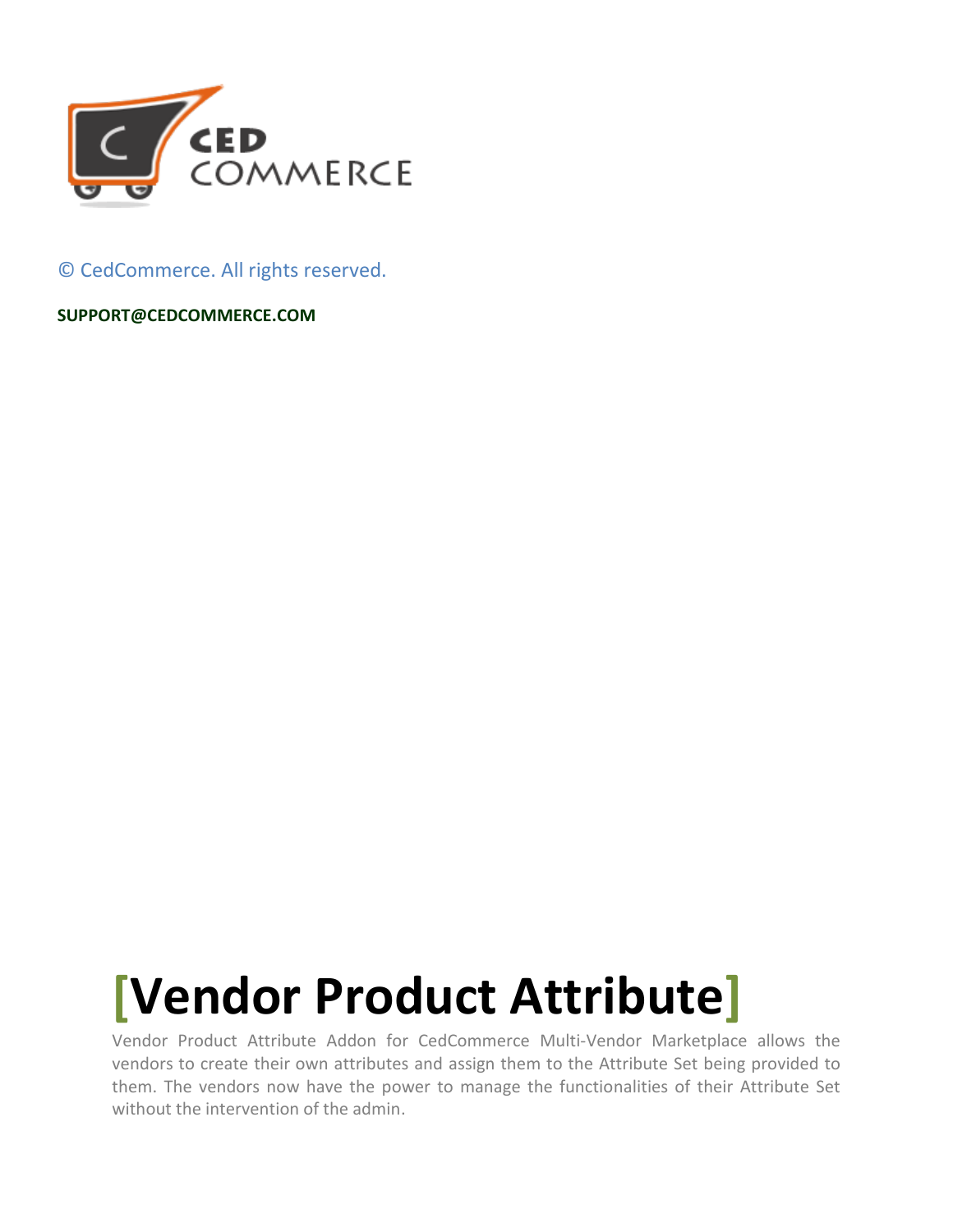© CedCommerce. All rights reserved.

**SUPPORT@CEDCOMMERCE.COM**

# [Vendor Product Attribute]

Vendor Product Attribute Addon for CedCommerce Multi-Vendor Marketplace allows the vendors to create their own attributes and assign them to the Attribute Set being provided to them. The vendors now have the power to manage the functionalities of their Attribute Set without the intervention of the admin.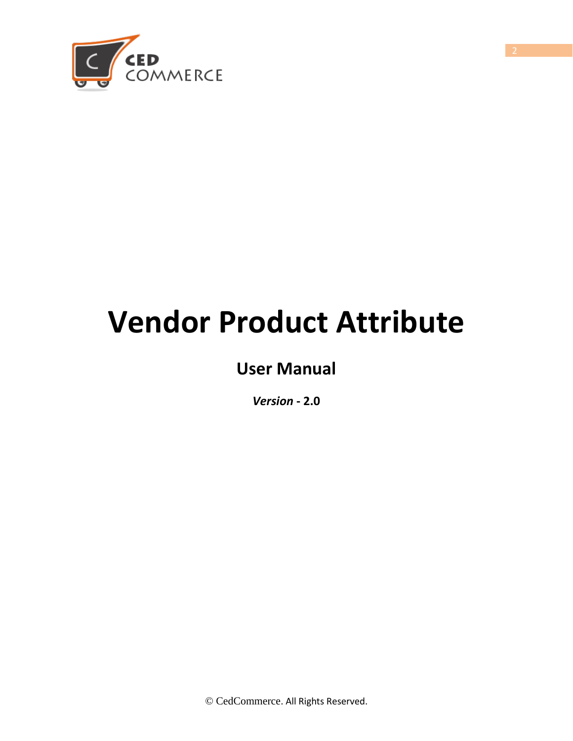# Vendor Product Attribute

## User Manual

***Version* - 2.0**

© CedCommerce. All Rights Reserved.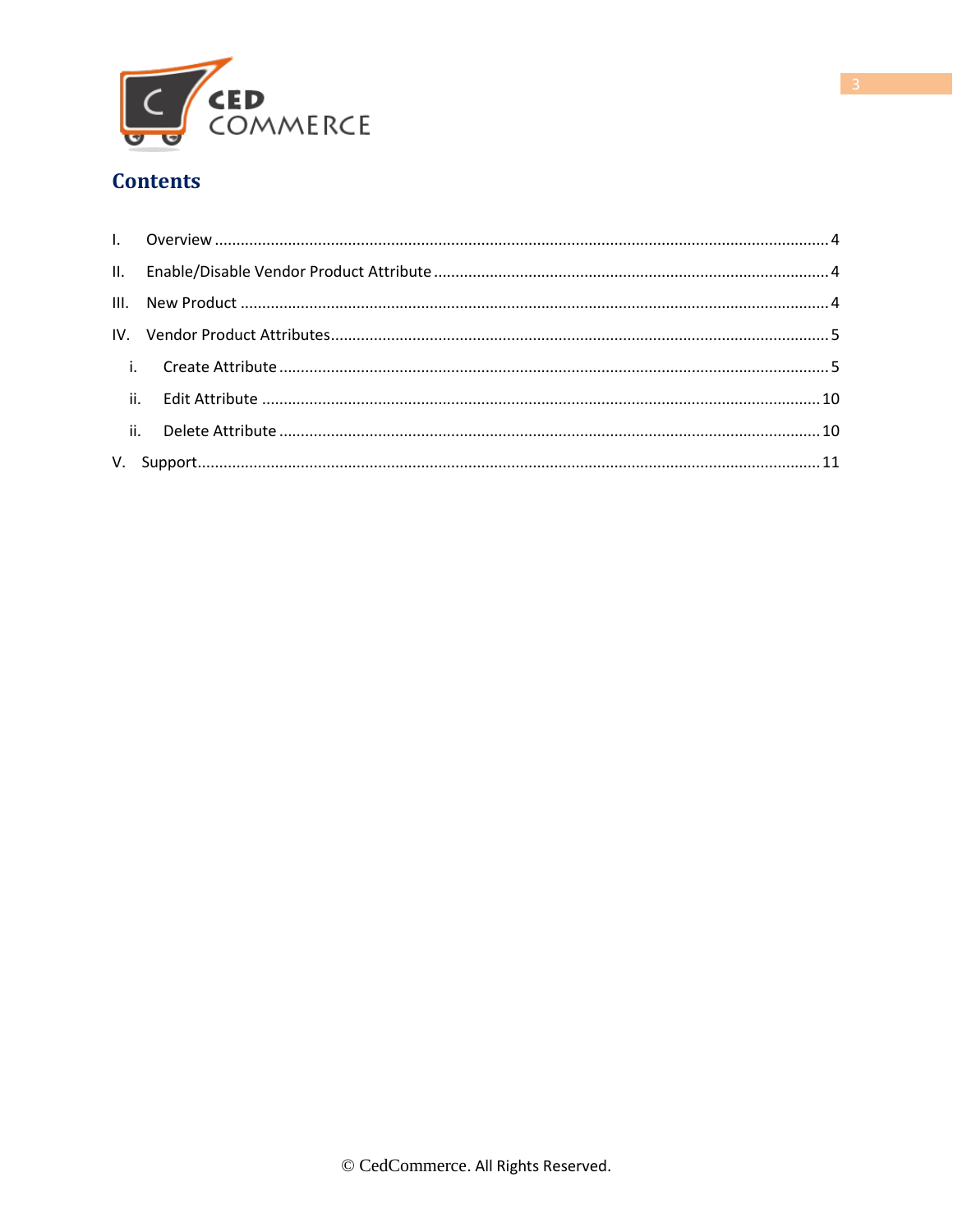# Contents

I. Overview ........................................................................ 4

II. Enable/Disable Vendor Product Attribute ........................................ 4

III. New Product ..................................................................... 4

IV. Vendor Product Attributes ....................................................... 5

  i. Create Attribute ............................................................... 5

  ii. Edit Attribute ................................................................ 10

  ii. Delete Attribute .............................................................. 10

V. Support ........................................................................... 11

© CedCommerce. All Rights Reserved.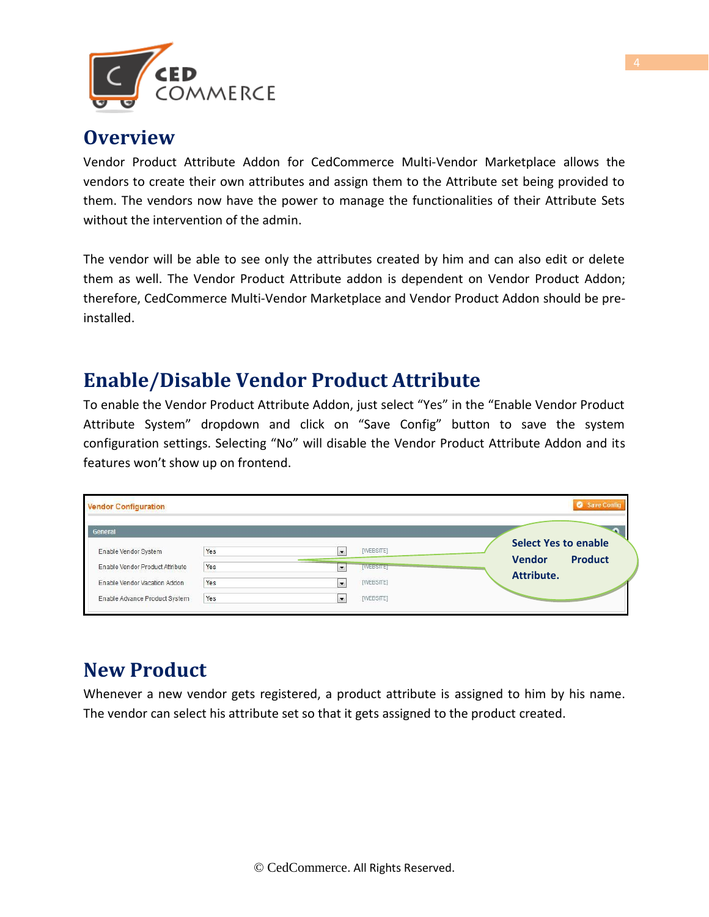## Overview

Vendor Product Attribute Addon for CedCommerce Multi-Vendor Marketplace allows the vendors to create their own attributes and assign them to the Attribute set being provided to them. The vendors now have the power to manage the functionalities of their Attribute Sets without the intervention of the admin.

The vendor will be able to see only the attributes created by him and can also edit or delete them as well. The Vendor Product Attribute addon is dependent on Vendor Product Addon; therefore, CedCommerce Multi-Vendor Marketplace and Vendor Product Addon should be pre-installed.

## Enable/Disable Vendor Product Attribute

To enable the Vendor Product Attribute Addon, just select "Yes" in the "Enable Vendor Product Attribute System" dropdown and click on "Save Config" button to save the system configuration settings. Selecting "No" will disable the Vendor Product Attribute Addon and its features won't show up on frontend.

## New Product

Whenever a new vendor gets registered, a product attribute is assigned to him by his name. The vendor can select his attribute set so that it gets assigned to the product created.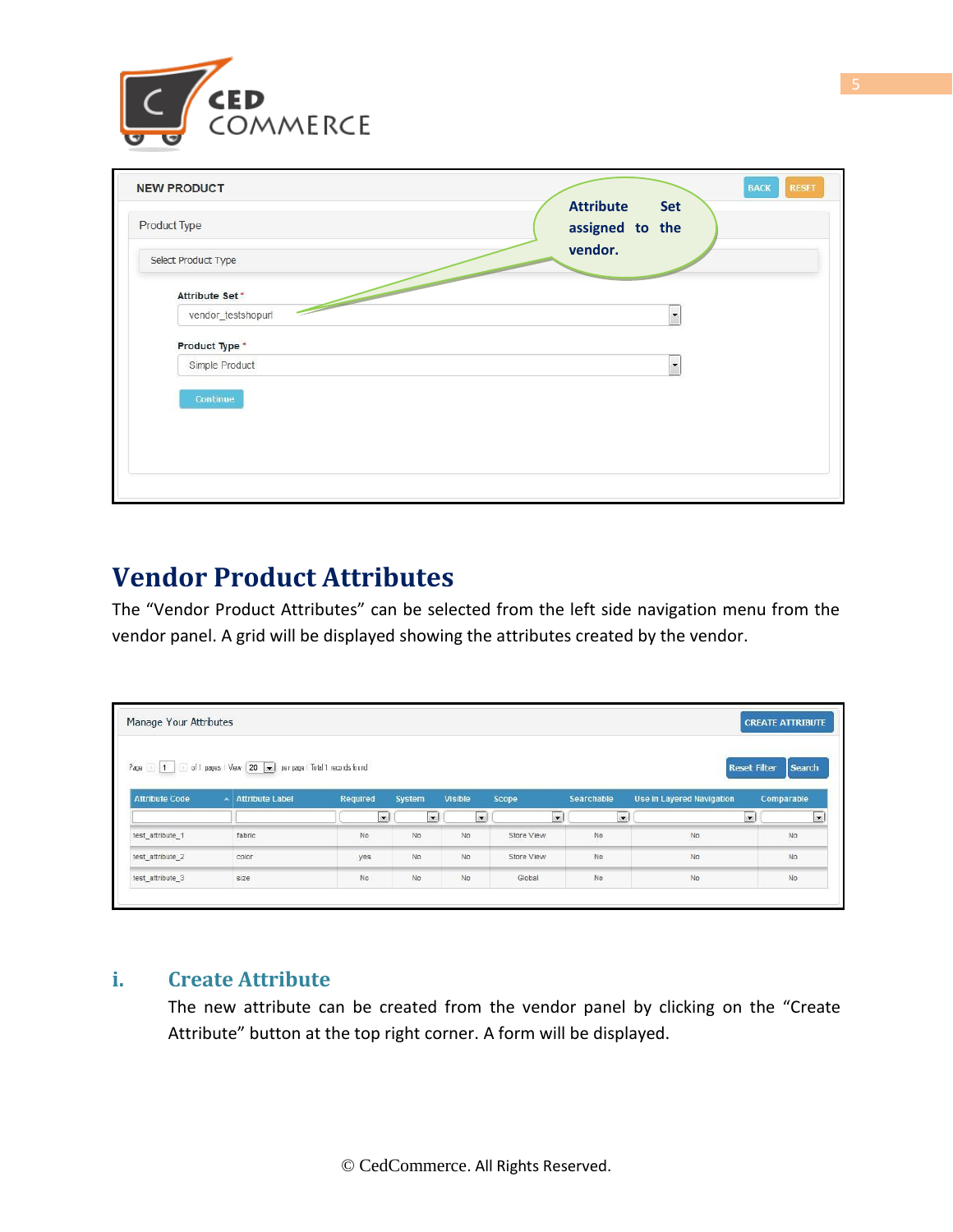## Vendor Product Attributes

The "Vendor Product Attributes" can be selected from the left side navigation menu from the vendor panel. A grid will be displayed showing the attributes created by the vendor.

### i. Create Attribute

The new attribute can be created from the vendor panel by clicking on the "Create Attribute" button at the top right corner. A form will be displayed.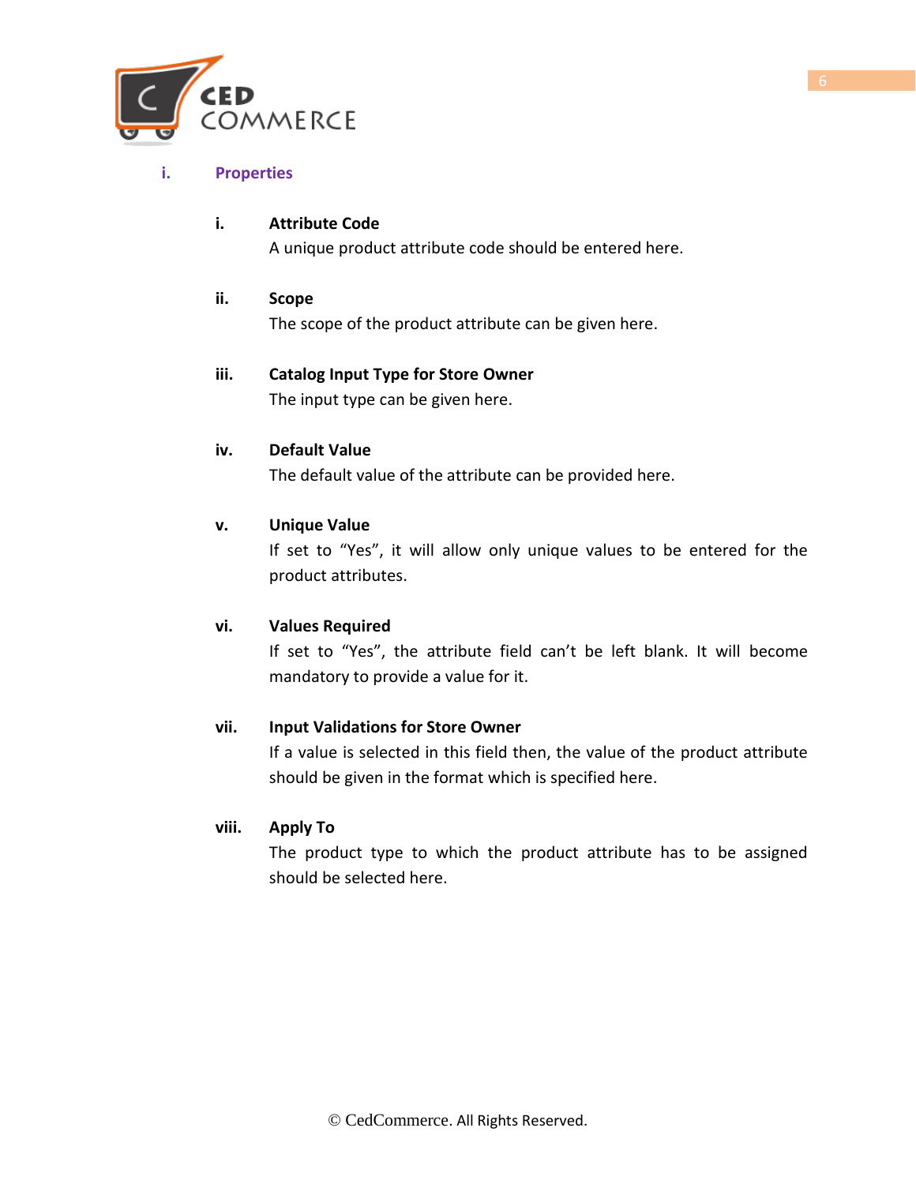### i. Properties

**i. Attribute Code**

A unique product attribute code should be entered here.

**ii. Scope**

The scope of the product attribute can be given here.

**iii. Catalog Input Type for Store Owner**

The input type can be given here.

**iv. Default Value**

The default value of the attribute can be provided here.

**v. Unique Value**

If set to “Yes”, it will allow only unique values to be entered for the product attributes.

**vi. Values Required**

If set to “Yes”, the attribute field can’t be left blank. It will become mandatory to provide a value for it.

**vii. Input Validations for Store Owner**

If a value is selected in this field then, the value of the product attribute should be given in the format which is specified here.

**viii. Apply To**

The product type to which the product attribute has to be assigned should be selected here.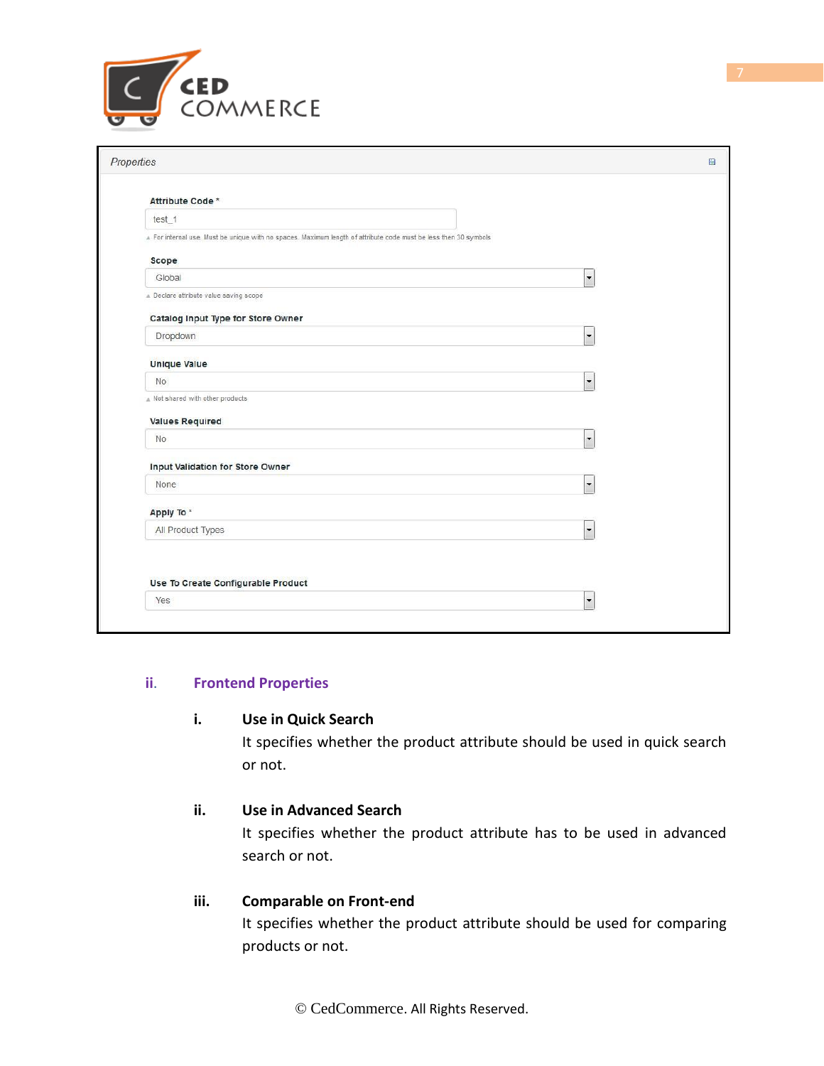Properties

**Attribute Code ***

test_1

For internal use. Must be unique with no spaces. Maximum length of attribute code must be less then 30 symbols

**Scope**

Global

Declare attribute value saving scope

**Catalog Input Type for Store Owner**

Dropdown

**Unique Value**

No

Not shared with other products

**Values Required**

No

**Input Validation for Store Owner**

None

**Apply To ***

All Product Types

**Use To Create Configurable Product**

Yes

## ii. Frontend Properties

**i. Use in Quick Search**

It specifies whether the product attribute should be used in quick search or not.

**ii. Use in Advanced Search**

It specifies whether the product attribute has to be used in advanced search or not.

**iii. Comparable on Front-end**

It specifies whether the product attribute should be used for comparing products or not.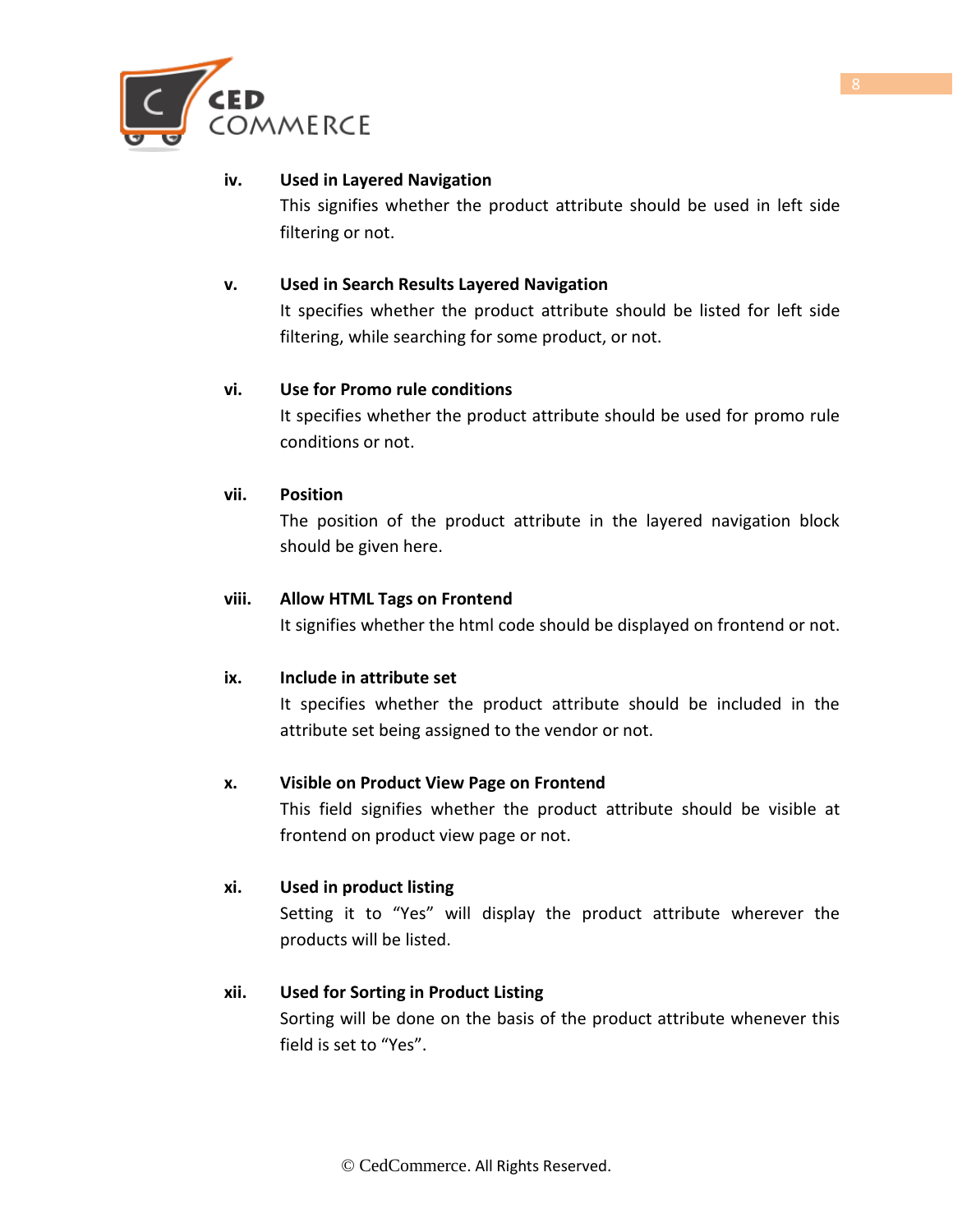iv. **Used in Layered Navigation**

This signifies whether the product attribute should be used in left side filtering or not.

v. **Used in Search Results Layered Navigation**

It specifies whether the product attribute should be listed for left side filtering, while searching for some product, or not.

vi. **Use for Promo rule conditions**

It specifies whether the product attribute should be used for promo rule conditions or not.

vii. **Position**

The position of the product attribute in the layered navigation block should be given here.

viii. **Allow HTML Tags on Frontend**

It signifies whether the html code should be displayed on frontend or not.

ix. **Include in attribute set**

It specifies whether the product attribute should be included in the attribute set being assigned to the vendor or not.

x. **Visible on Product View Page on Frontend**

This field signifies whether the product attribute should be visible at frontend on product view page or not.

xi. **Used in product listing**

Setting it to “Yes” will display the product attribute wherever the products will be listed.

xii. **Used for Sorting in Product Listing**

Sorting will be done on the basis of the product attribute whenever this field is set to “Yes”.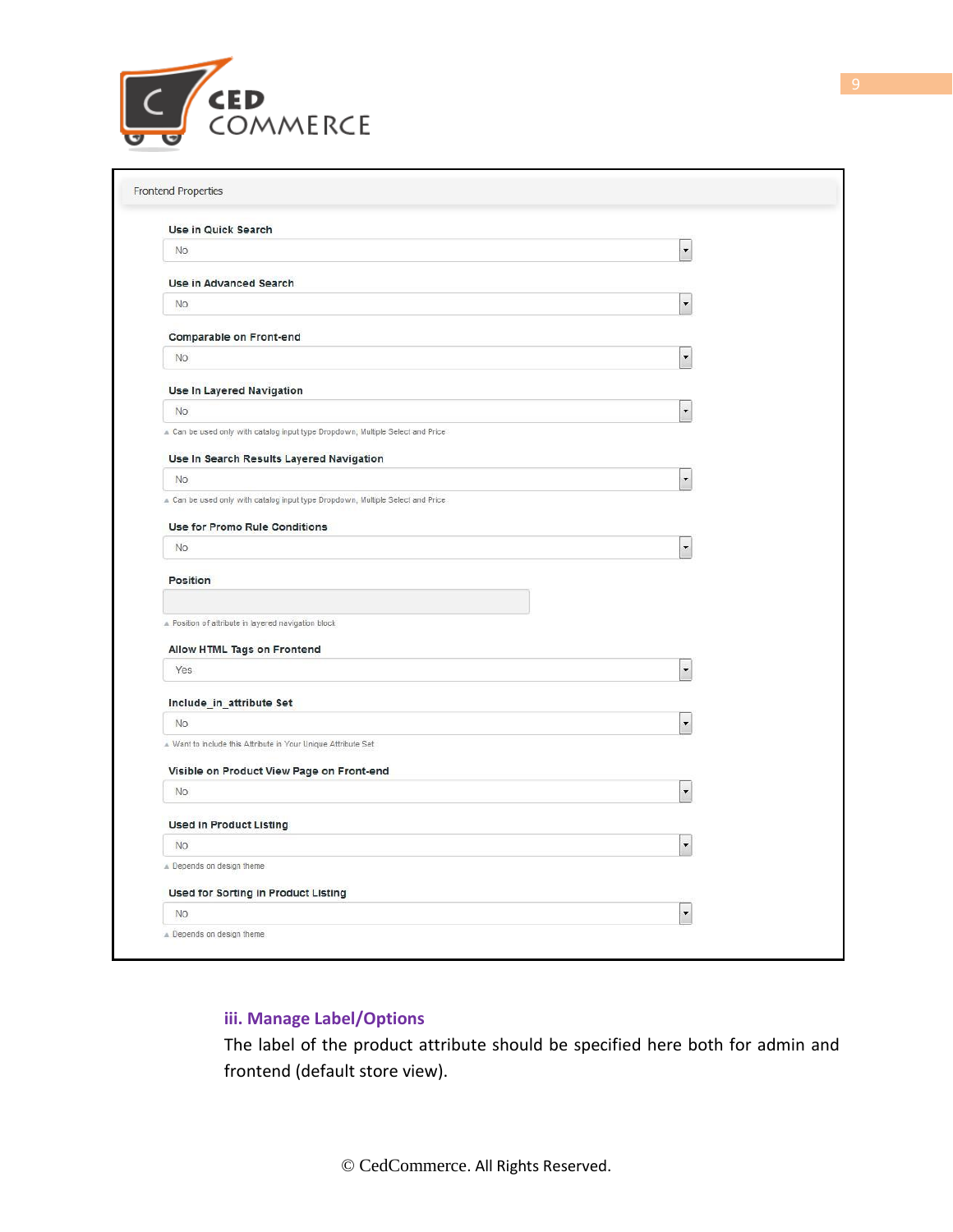Frontend Properties

**Use in Quick Search**

No

**Use in Advanced Search**

No

**Comparable on Front-end**

No

**Use In Layered Navigation**

No

Can be used only with catalog input type Dropdown, Multiple Select and Price

**Use In Search Results Layered Navigation**

No

Can be used only with catalog input type Dropdown, Multiple Select and Price

**Use for Promo Rule Conditions**

No

**Position**

Position of attribute in layered navigation block

**Allow HTML Tags on Frontend**

Yes

**Include_in_attribute Set**

No

Want to include this Attribute in Your Unique Attribute Set

**Visible on Product View Page on Front-end**

No

**Used in Product Listing**

No

Depends on design theme

**Used for Sorting in Product Listing**

No

Depends on design theme

### iii. Manage Label/Options

The label of the product attribute should be specified here both for admin and frontend (default store view).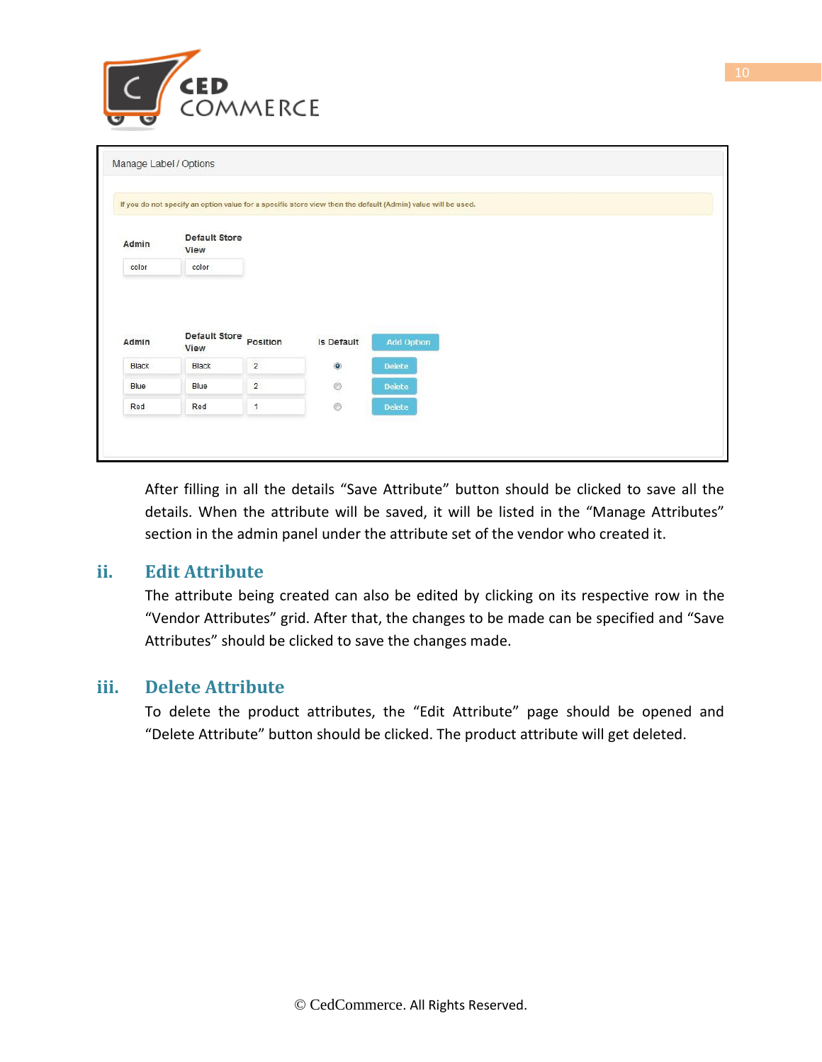Manage Label / Options

If you do not specify an option value for a specific store view then the default (Admin) value will be used.

| Admin | Default Store View |
|---|---|
| color | color |

| Admin | Default Store View | Position | Is Default | Add Option |
|---|---|---|---|---|
| Black | Black | 2 | ◉ | Delete |
| Blue | Blue | 2 | ○ | Delete |
| Red | Red | 1 | ○ | Delete |

After filling in all the details "Save Attribute" button should be clicked to save all the details. When the attribute will be saved, it will be listed in the "Manage Attributes" section in the admin panel under the attribute set of the vendor who created it.

## ii. Edit Attribute

The attribute being created can also be edited by clicking on its respective row in the "Vendor Attributes" grid. After that, the changes to be made can be specified and "Save Attributes" should be clicked to save the changes made.

## iii. Delete Attribute

To delete the product attributes, the "Edit Attribute" page should be opened and "Delete Attribute" button should be clicked. The product attribute will get deleted.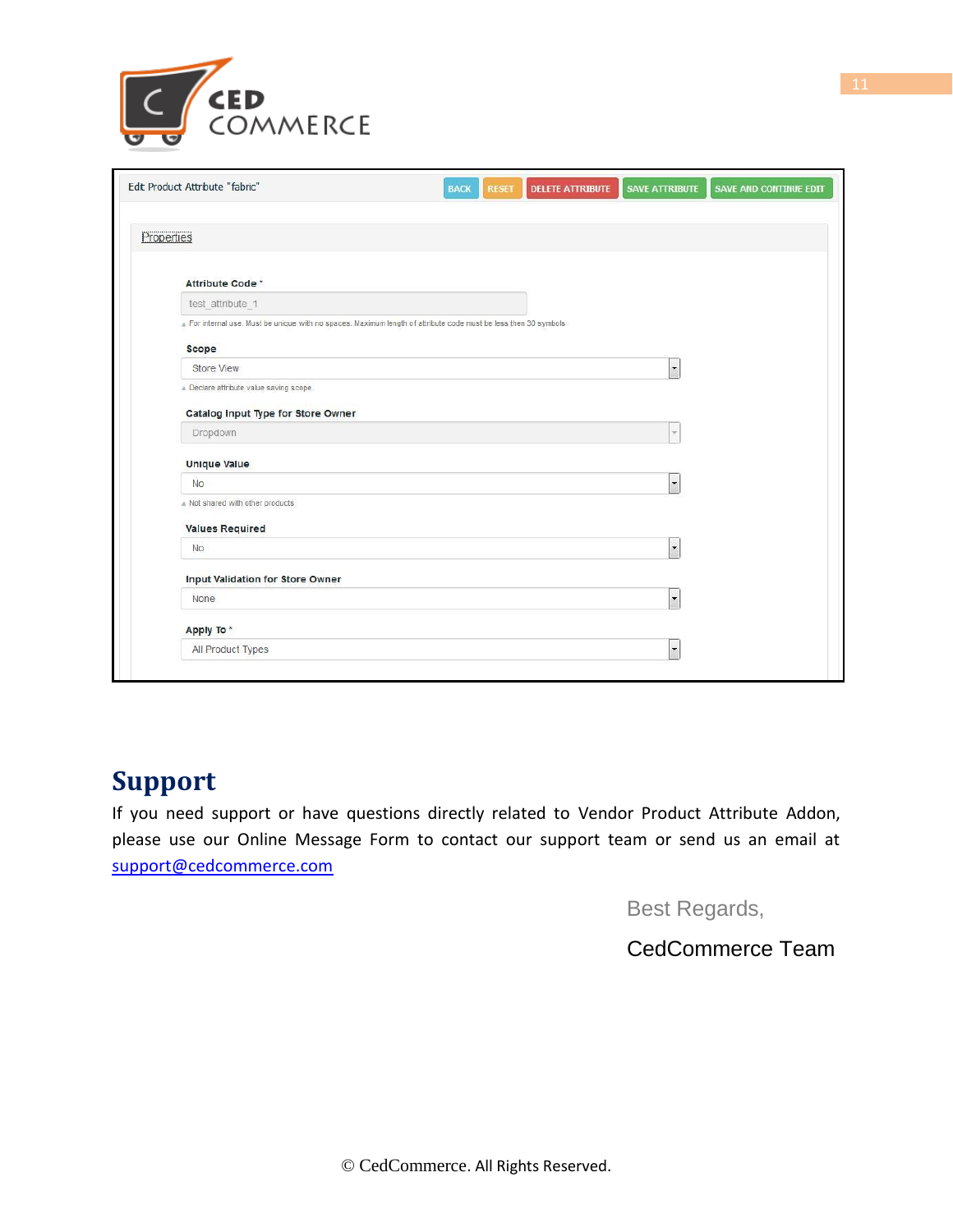Edit Product Attribute "fabric"

BACK | RESET | DELETE ATTRIBUTE | SAVE ATTRIBUTE | SAVE AND CONTINUE EDIT

Properties

**Attribute Code** *

test_attribute_1

For internal use. Must be unique with no spaces. Maximum length of attribute code must be less then 30 symbols

**Scope**

Store View

Declare attribute value saving scope

**Catalog Input Type for Store Owner**

Dropdown

**Unique Value**

No

Not shared with other products

**Values Required**

No

**Input Validation for Store Owner**

None

**Apply To** *

All Product Types

# Support

If you need support or have questions directly related to Vendor Product Attribute Addon, please use our Online Message Form to contact our support team or send us an email at support@cedcommerce.com

Best Regards,

CedCommerce Team

© CedCommerce. All Rights Reserved.